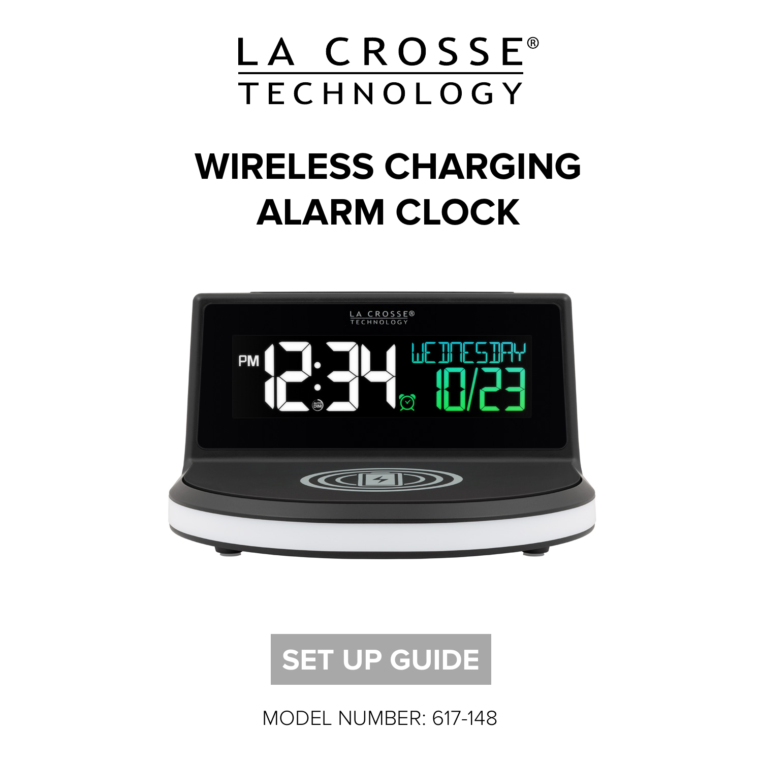LA CROSSE®
TECHNOLOGY

# WIRELESS CHARGING ALARM CLOCK

## SET UP GUIDE

MODEL NUMBER: 617-148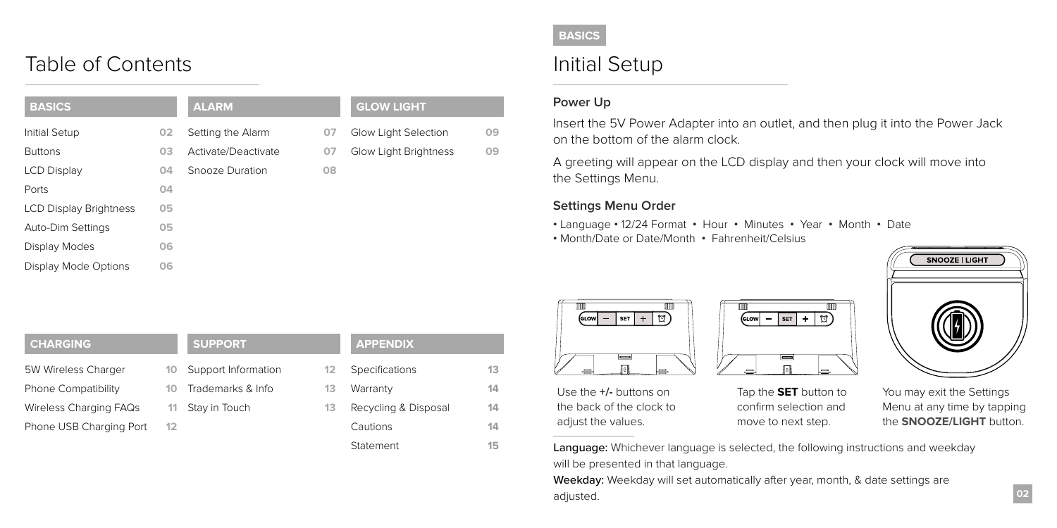# Table of Contents

| BASICS | | ALARM | | GLOW LIGHT | |
|---|---|---|---|---|---|
| Initial Setup | 02 | Setting the Alarm | 07 | Glow Light Selection | 09 |
| Buttons | 03 | Activate/Deactivate | 07 | Glow Light Brightness | 09 |
| LCD Display | 04 | Snooze Duration | 08 | | |
| Ports | 04 | | | | |
| LCD Display Brightness | 05 | | | | |
| Auto-Dim Settings | 05 | | | | |
| Display Modes | 06 | | | | |
| Display Mode Options | 06 | | | | |

| CHARGING | | SUPPORT | | APPENDIX | |
|---|---|---|---|---|---|
| 5W Wireless Charger | 10 | Support Information | 12 | Specifications | 13 |
| Phone Compatibility | 10 | Trademarks & Info | 13 | Warranty | 14 |
| Wireless Charging FAQs | 11 | Stay in Touch | 13 | Recycling & Disposal | 14 |
| Phone USB Charging Port | 12 | | | Cautions | 14 |
| | | | | Statement | 15 |

BASICS

# Initial Setup

### Power Up

Insert the 5V Power Adapter into an outlet, and then plug it into the Power Jack on the bottom of the alarm clock.

A greeting will appear on the LCD display and then your clock will move into the Settings Menu.

### Settings Menu Order

- Language • 12/24 Format • Hour • Minutes • Year • Month • Date
- Month/Date or Date/Month • Fahrenheit/Celsius

Use the **+/-** buttons on the back of the clock to adjust the values.

Tap the **SET** button to confirm selection and move to next step.

You may exit the Settings Menu at any time by tapping the **SNOOZE/LIGHT** button.

**Language:** Whichever language is selected, the following instructions and weekday will be presented in that language.

**Weekday:** Weekday will set automatically after year, month, & date settings are adjusted.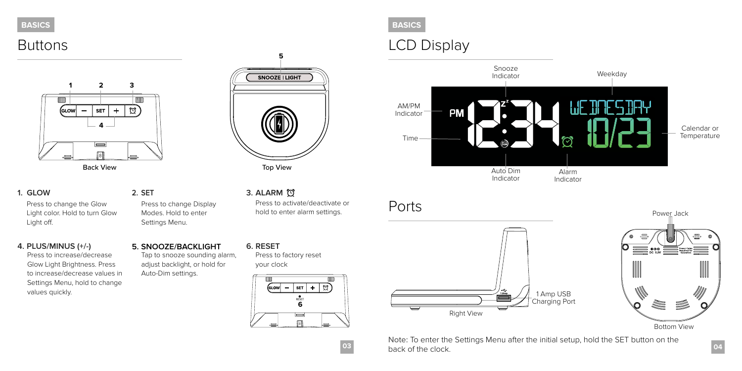BASICS

## Buttons

Back View

Top View

**1. GLOW**

Press to change the Glow Light color. Hold to turn Glow Light off.

**2. SET**

Press to change Display Modes. Hold to enter Settings Menu.

**3. ALARM**

Press to activate/deactivate or hold to enter alarm settings.

**4. PLUS/MINUS (+/-)**

Press to increase/decrease Glow Light Brightness. Press to increase/decrease values in Settings Menu, hold to change values quickly.

**5. SNOOZE/BACKLIGHT**

Tap to snooze sounding alarm, adjust backlight, or hold for Auto-Dim settings.

**6. RESET**

Press to factory reset your clock

BASICS

## LCD Display

Snooze Indicator

Weekday

AM/PM Indicator

Time

Calendar or Temperature

Auto Dim Indicator

Alarm Indicator

## Ports

Power Jack

1 Amp USB Charging Port

Right View

Bottom View

Note: To enter the Settings Menu after the initial setup, hold the SET button on the back of the clock.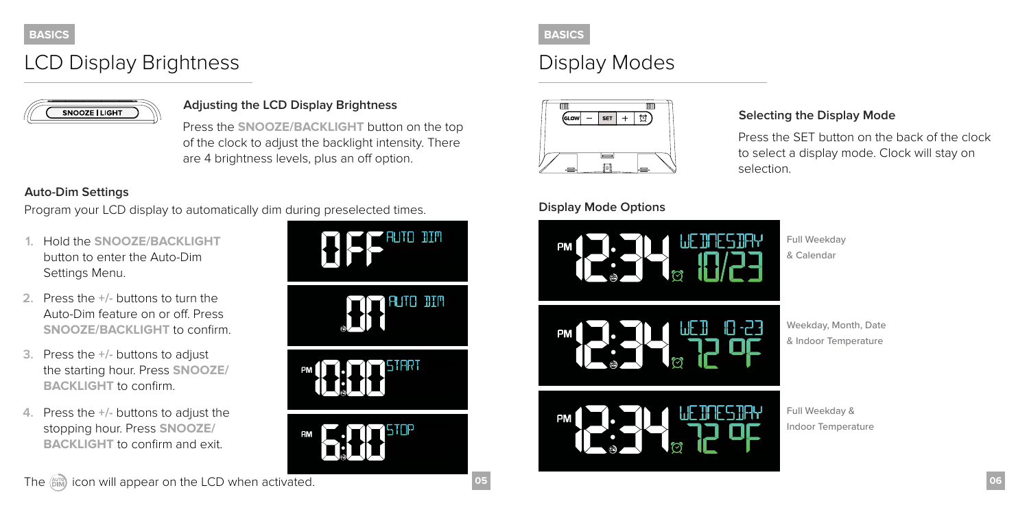BASICS

# LCD Display Brightness

### Adjusting the LCD Display Brightness

Press the **SNOOZE/BACKLIGHT** button on the top of the clock to adjust the backlight intensity. There are 4 brightness levels, plus an off option.

### Auto-Dim Settings

Program your LCD display to automatically dim during preselected times.

1. Hold the **SNOOZE/BACKLIGHT** button to enter the Auto-Dim Settings Menu.
2. Press the **+/-** buttons to turn the Auto-Dim feature on or off. Press **SNOOZE/BACKLIGHT** to confirm.
3. Press the **+/-** buttons to adjust the starting hour. Press **SNOOZE/ BACKLIGHT** to confirm.
4. Press the **+/-** buttons to adjust the stopping hour. Press **SNOOZE/ BACKLIGHT** to confirm and exit.

The AUTO DIM icon will appear on the LCD when activated.

BASICS

# Display Modes

### Selecting the Display Mode

Press the SET button on the back of the clock to select a display mode. Clock will stay on selection.

### Display Mode Options

- Full Weekday & Calendar
- Weekday, Month, Date & Indoor Temperature
- Full Weekday & Indoor Temperature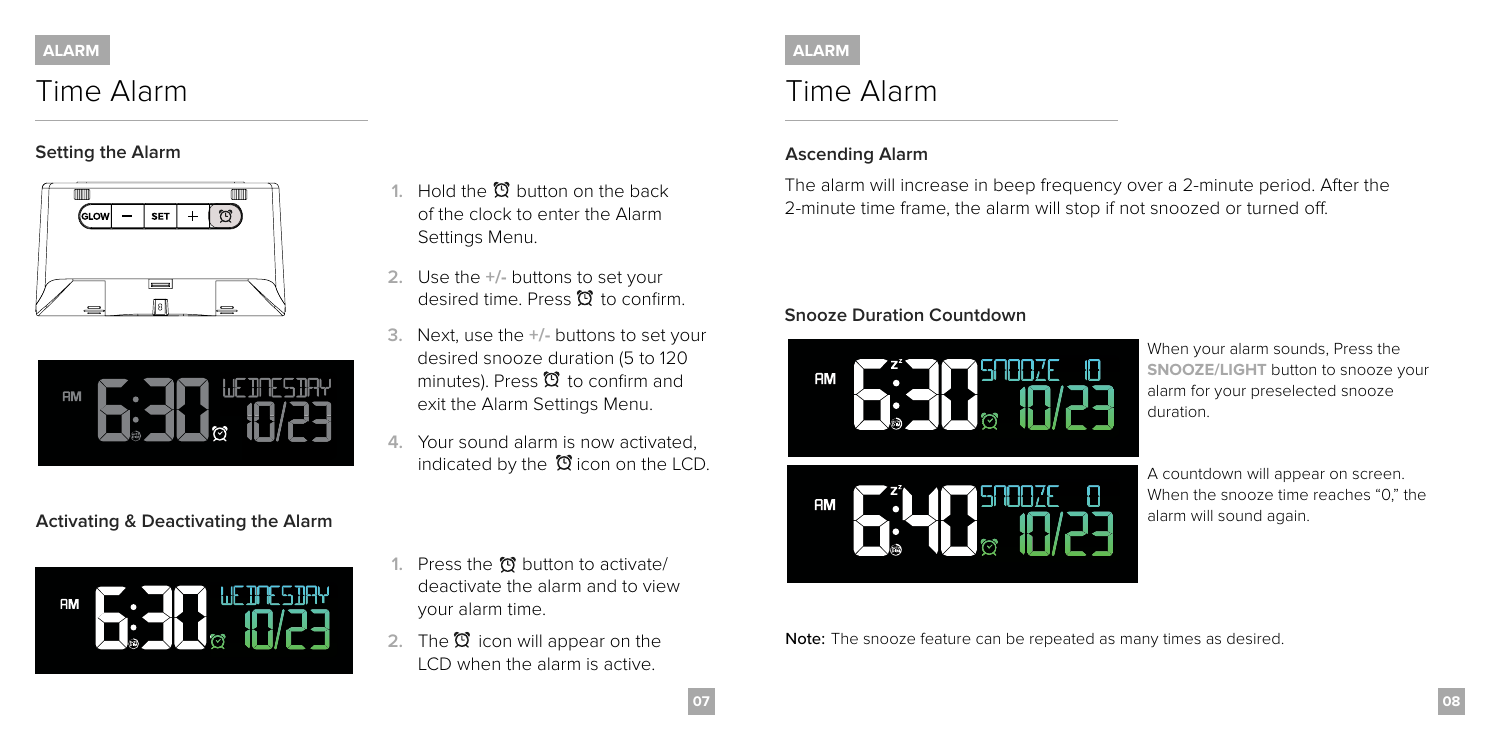ALARM

# Time Alarm

### Setting the Alarm

1. Hold the ⏰ button on the back of the clock to enter the Alarm Settings Menu.
2. Use the **+/-** buttons to set your desired time. Press ⏰ to confirm.
3. Next, use the **+/-** buttons to set your desired snooze duration (5 to 120 minutes). Press ⏰ to confirm and exit the Alarm Settings Menu.
4. Your sound alarm is now activated, indicated by the ⏰ icon on the LCD.

### Activating & Deactivating the Alarm

1. Press the ⏰ button to activate/deactivate the alarm and to view your alarm time.
2. The ⏰ icon will appear on the LCD when the alarm is active.

ALARM

# Time Alarm

### Ascending Alarm

The alarm will increase in beep frequency over a 2-minute period. After the 2-minute time frame, the alarm will stop if not snoozed or turned off.

### Snooze Duration Countdown

When your alarm sounds, Press the **SNOOZE/LIGHT** button to snooze your alarm for your preselected snooze duration.

A countdown will appear on screen. When the snooze time reaches "0," the alarm will sound again.

**Note:** The snooze feature can be repeated as many times as desired.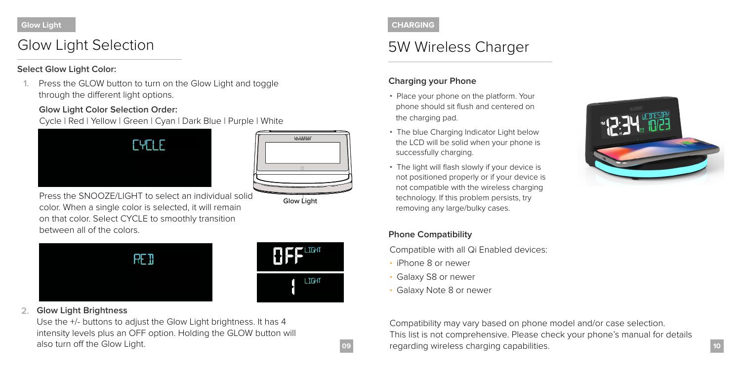## Glow Light

# Glow Light Selection

**Select Glow Light Color:**

1. Press the GLOW button to turn on the Glow Light and toggle through the different light options.

   **Glow Light Color Selection Order:**
   Cycle | Red | Yellow | Green | Cyan | Dark Blue | Purple | White

   Press the SNOOZE/LIGHT to select an individual solid color. When a single color is selected, it will remain on that color. Select CYCLE to smoothly transition between all of the colors.

   Glow Light

2. **Glow Light Brightness**
   Use the +/- buttons to adjust the Glow Light brightness. It has 4 intensity levels plus an OFF option. Holding the GLOW button will also turn off the Glow Light.

## CHARGING

# 5W Wireless Charger

**Charging your Phone**

- Place your phone on the platform. Your phone should sit flush and centered on the charging pad.
- The blue Charging Indicator Light below the LCD will be solid when your phone is successfully charging.
- The light will flash slowly if your device is not positioned properly or if your device is not compatible with the wireless charging technology. If this problem persists, try removing any large/bulky cases.

**Phone Compatibility**

Compatible with all Qi Enabled devices:

- iPhone 8 or newer
- Galaxy S8 or newer
- Galaxy Note 8 or newer

Compatibility may vary based on phone model and/or case selection. This list is not comprehensive. Please check your phone's manual for details regarding wireless charging capabilities.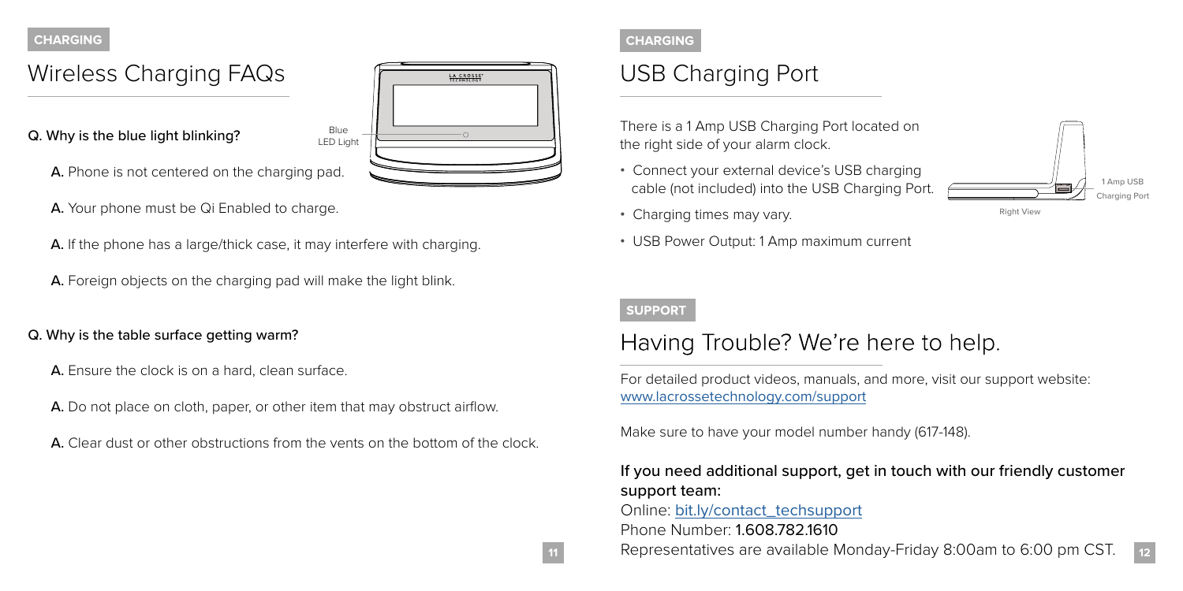CHARGING

## Wireless Charging FAQs

Blue LED Light

**Q. Why is the blue light blinking?**

**A.** Phone is not centered on the charging pad.

**A.** Your phone must be Qi Enabled to charge.

**A.** If the phone has a large/thick case, it may interfere with charging.

**A.** Foreign objects on the charging pad will make the light blink.

**Q. Why is the table surface getting warm?**

**A.** Ensure the clock is on a hard, clean surface.

**A.** Do not place on cloth, paper, or other item that may obstruct airflow.

**A.** Clear dust or other obstructions from the vents on the bottom of the clock.

CHARGING

## USB Charging Port

There is a 1 Amp USB Charging Port located on the right side of your alarm clock.

- Connect your external device's USB charging cable (not included) into the USB Charging Port.
- Charging times may vary.
- USB Power Output: 1 Amp maximum current

1 Amp USB Charging Port

Right View

SUPPORT

## Having Trouble? We're here to help.

For detailed product videos, manuals, and more, visit our support website: www.lacrossetechnology.com/support

Make sure to have your model number handy (617-148).

**If you need additional support, get in touch with our friendly customer support team:**

Online: bit.ly/contact_techsupport

Phone Number: **1.608.782.1610**

Representatives are available Monday-Friday 8:00am to 6:00 pm CST.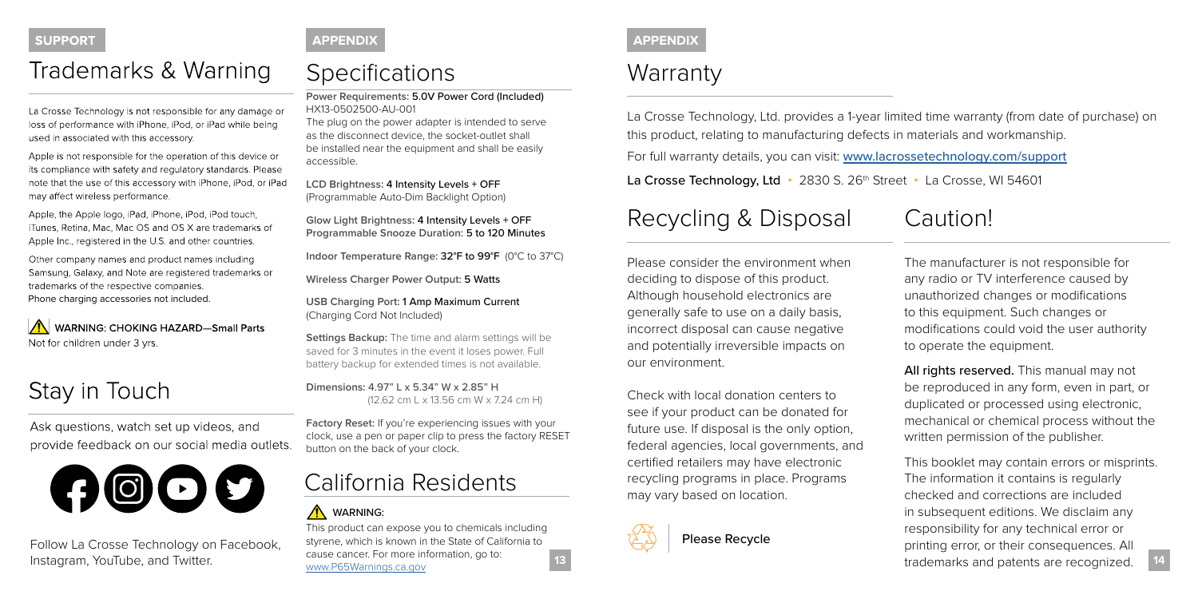SUPPORT

## Trademarks & Warning

La Crosse Technology is not responsible for any damage or loss of performance with iPhone, iPod, or iPad while being used in associated with this accessory.

Apple is not responsible for the operation of this device or its compliance with safety and regulatory standards. Please note that the use of this accessory with iPhone, iPod, or iPad may affect wireless performance.

Apple, the Apple logo, iPad, iPhone, iPod, iPod touch, iTunes, Retina, Mac, Mac OS and OS X are trademarks of Apple Inc., registered in the U.S. and other countries.

Other company names and product names including Samsung, Galaxy, and Note are registered trademarks or trademarks of the respective companies.
Phone charging accessories not included.

⚠ **WARNING: CHOKING HAZARD—Small Parts**
Not for children under 3 yrs.

## Stay in Touch

Ask questions, watch set up videos, and provide feedback on our social media outlets.

Follow La Crosse Technology on Facebook, Instagram, YouTube, and Twitter.

APPENDIX

## Specifications

**Power Requirements: 5.0V Power Cord (Included)**
HX13-0502500-AU-001
The plug on the power adapter is intended to serve as the disconnect device, the socket-outlet shall be installed near the equipment and shall be easily accessible.

**LCD Brightness: 4 Intensity Levels + OFF**
(Programmable Auto-Dim Backlight Option)

**Glow Light Brightness: 4 Intensity Levels + OFF**
**Programmable Snooze Duration: 5 to 120 Minutes**

**Indoor Temperature Range: 32°F to 99°F** (0°C to 37°C)

**Wireless Charger Power Output: 5 Watts**

**USB Charging Port: 1 Amp Maximum Current**
(Charging Cord Not Included)

**Settings Backup:** The time and alarm settings will be saved for 3 minutes in the event it loses power. Full battery backup for extended times is not available.

**Dimensions: 4.97" L x 5.34" W x 2.85" H**
(12.62 cm L x 13.56 cm W x 7.24 cm H)

**Factory Reset:** If you're experiencing issues with your clock, use a pen or paper clip to press the factory RESET button on the back of your clock.

## California Residents

⚠ **WARNING:**
This product can expose you to chemicals including styrene, which is known in the State of California to cause cancer. For more information, go to: www.P65Warnings.ca.gov

APPENDIX

## Warranty

La Crosse Technology, Ltd. provides a 1-year limited time warranty (from date of purchase) on this product, relating to manufacturing defects in materials and workmanship.

For full warranty details, you can visit: www.lacrossetechnology.com/support

**La Crosse Technology, Ltd** • 2830 S. 26th Street • La Crosse, WI 54601

## Recycling & Disposal

Please consider the environment when deciding to dispose of this product. Although household electronics are generally safe to use on a daily basis, incorrect disposal can cause negative and potentially irreversible impacts on our environment.

Check with local donation centers to see if your product can be donated for future use. If disposal is the only option, federal agencies, local governments, and certified retailers may have electronic recycling programs in place. Programs may vary based on location.

**Please Recycle**

## Caution!

The manufacturer is not responsible for any radio or TV interference caused by unauthorized changes or modifications to this equipment. Such changes or modifications could void the user authority to operate the equipment.

**All rights reserved.** This manual may not be reproduced in any form, even in part, or duplicated or processed using electronic, mechanical or chemical process without the written permission of the publisher.

This booklet may contain errors or misprints. The information it contains is regularly checked and corrections are included in subsequent editions. We disclaim any responsibility for any technical error or printing error, or their consequences. All trademarks and patents are recognized.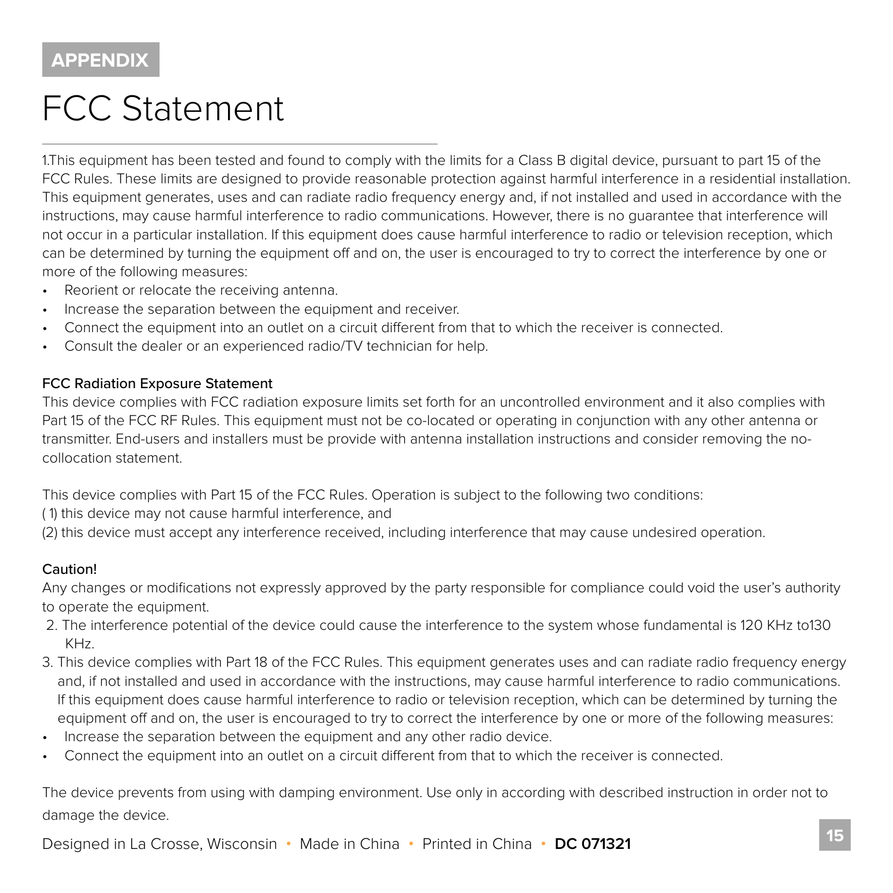APPENDIX

# FCC Statement

1.This equipment has been tested and found to comply with the limits for a Class B digital device, pursuant to part 15 of the FCC Rules. These limits are designed to provide reasonable protection against harmful interference in a residential installation. This equipment generates, uses and can radiate radio frequency energy and, if not installed and used in accordance with the instructions, may cause harmful interference to radio communications. However, there is no guarantee that interference will not occur in a particular installation. If this equipment does cause harmful interference to radio or television reception, which can be determined by turning the equipment off and on, the user is encouraged to try to correct the interference by one or more of the following measures:

- Reorient or relocate the receiving antenna.
- Increase the separation between the equipment and receiver.
- Connect the equipment into an outlet on a circuit different from that to which the receiver is connected.
- Consult the dealer or an experienced radio/TV technician for help.

### FCC Radiation Exposure Statement

This device complies with FCC radiation exposure limits set forth for an uncontrolled environment and it also complies with Part 15 of the FCC RF Rules. This equipment must not be co-located or operating in conjunction with any other antenna or transmitter. End-users and installers must be provide with antenna installation instructions and consider removing the no-collocation statement.

This device complies with Part 15 of the FCC Rules. Operation is subject to the following two conditions:
( 1) this device may not cause harmful interference, and
(2) this device must accept any interference received, including interference that may cause undesired operation.

### Caution!

Any changes or modifications not expressly approved by the party responsible for compliance could void the user's authority to operate the equipment.

2. The interference potential of the device could cause the interference to the system whose fundamental is 120 KHz to130 KHz.
3. This device complies with Part 18 of the FCC Rules. This equipment generates uses and can radiate radio frequency energy and, if not installed and used in accordance with the instructions, may cause harmful interference to radio communications. If this equipment does cause harmful interference to radio or television reception, which can be determined by turning the equipment off and on, the user is encouraged to try to correct the interference by one or more of the following measures:

- Increase the separation between the equipment and any other radio device.
- Connect the equipment into an outlet on a circuit different from that to which the receiver is connected.

The device prevents from using with damping environment. Use only in according with described instruction in order not to damage the device.

Designed in La Crosse, Wisconsin • Made in China • Printed in China • **DC 071321**